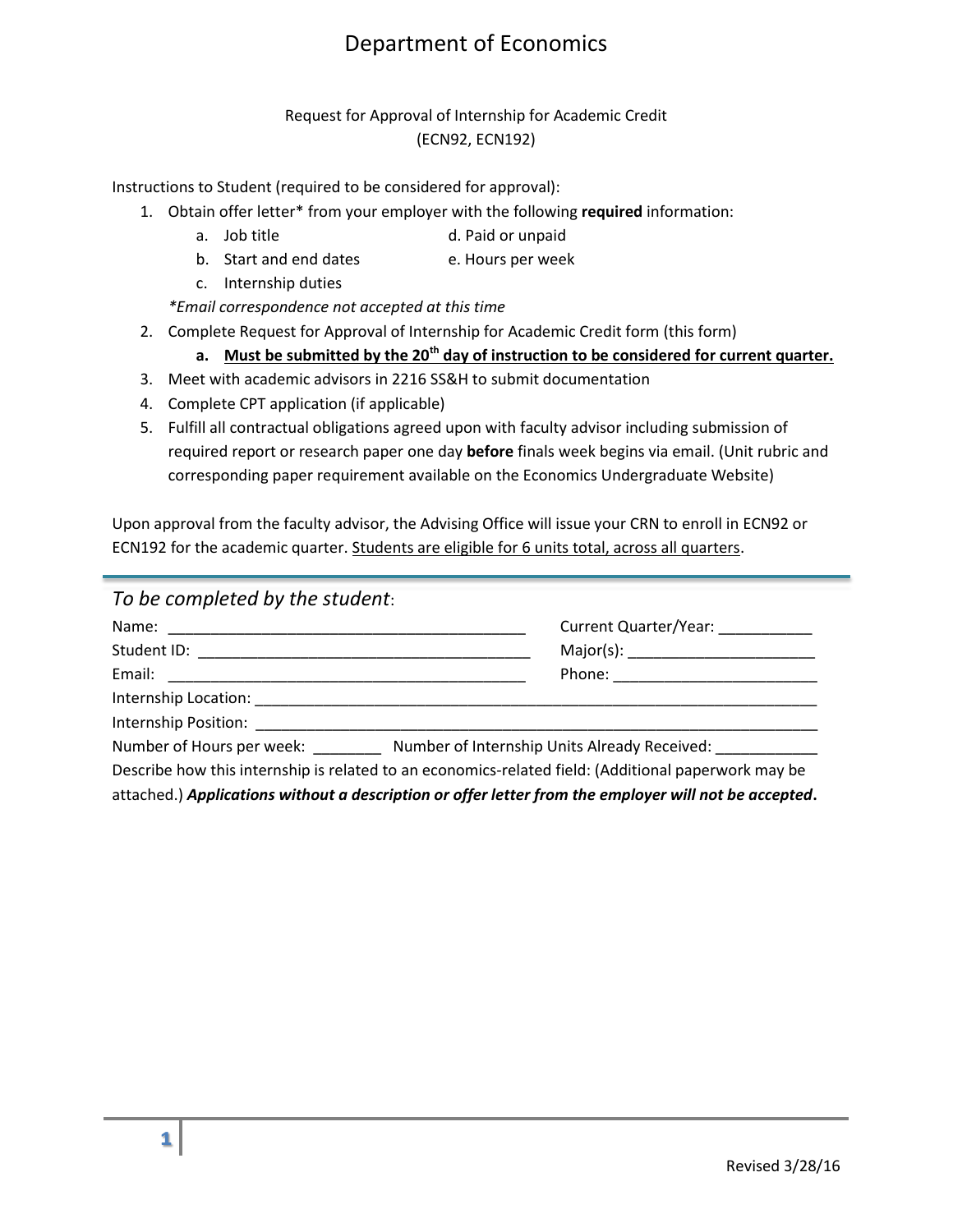# Department of Economics

Request for Approval of Internship for Academic Credit
(ECN92, ECN192)

Instructions to Student (required to be considered for approval):

1. Obtain offer letter* from your employer with the following **required** information:
   a. Job title
   b. Start and end dates
   c. Internship duties
   d. Paid or unpaid
   e. Hours per week

   *\*Email correspondence not accepted at this time*
2. Complete Request for Approval of Internship for Academic Credit form (this form)
   a. **Must be submitted by the 20th day of instruction to be considered for current quarter.**
3. Meet with academic advisors in 2216 SS&H to submit documentation
4. Complete CPT application (if applicable)
5. Fulfill all contractual obligations agreed upon with faculty advisor including submission of required report or research paper one day **before** finals week begins via email. (Unit rubric and corresponding paper requirement available on the Economics Undergraduate Website)

Upon approval from the faculty advisor, the Advising Office will issue your CRN to enroll in ECN92 or ECN192 for the academic quarter. Students are eligible for 6 units total, across all quarters.

---

## *To be completed by the student*:

Name: ___________________________________________ Current Quarter/Year: ___________

Student ID: _______________________________________ Major(s): _____________________

Email: ___________________________________________ Phone: _______________________

Internship Location: ___________________________________________________________________

Internship Position: ___________________________________________________________________

Number of Hours per week: ________ Number of Internship Units Already Received: ____________

Describe how this internship is related to an economics-related field: (Additional paperwork may be attached.) ***Applications without a description or offer letter from the employer will not be accepted*.**

Revised 3/28/16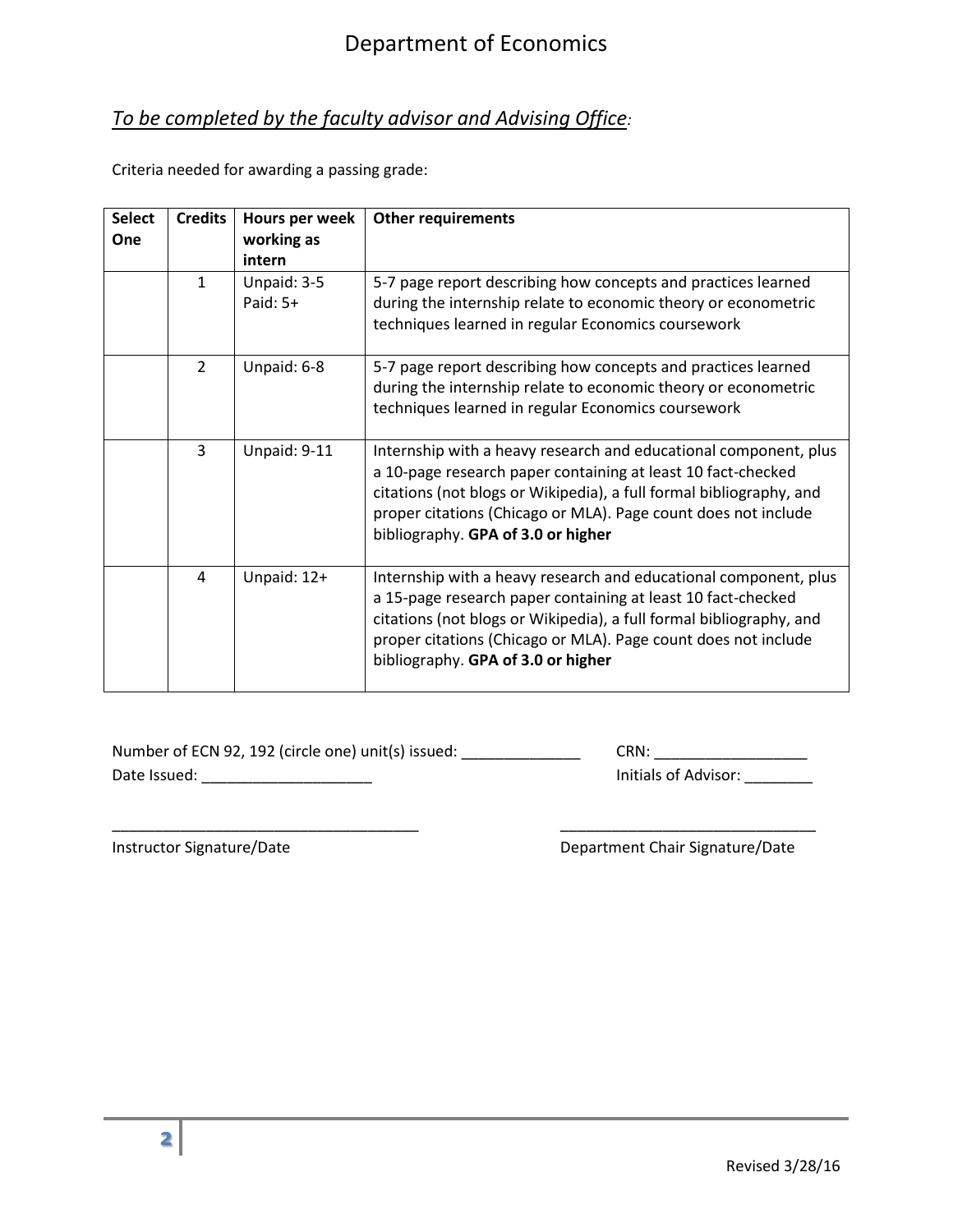# Department of Economics

*To be completed by the faculty advisor and Advising Office:*

Criteria needed for awarding a passing grade:

| Select One | Credits | Hours per week working as intern | Other requirements |
|---|---|---|---|
| | 1 | Unpaid: 3-5<br>Paid: 5+ | 5-7 page report describing how concepts and practices learned during the internship relate to economic theory or econometric techniques learned in regular Economics coursework |
| | 2 | Unpaid: 6-8 | 5-7 page report describing how concepts and practices learned during the internship relate to economic theory or econometric techniques learned in regular Economics coursework |
| | 3 | Unpaid: 9-11 | Internship with a heavy research and educational component, plus a 10-page research paper containing at least 10 fact-checked citations (not blogs or Wikipedia), a full formal bibliography, and proper citations (Chicago or MLA). Page count does not include bibliography. **GPA of 3.0 or higher** |
| | 4 | Unpaid: 12+ | Internship with a heavy research and educational component, plus a 15-page research paper containing at least 10 fact-checked citations (not blogs or Wikipedia), a full formal bibliography, and proper citations (Chicago or MLA). Page count does not include bibliography. **GPA of 3.0 or higher** |

Number of ECN 92, 192 (circle one) unit(s) issued: ______________ CRN: __________________

Date Issued: ____________________ Initials of Advisor: ________

_____________________________________ Instructor Signature/Date

______________________________ Department Chair Signature/Date

Revised 3/28/16